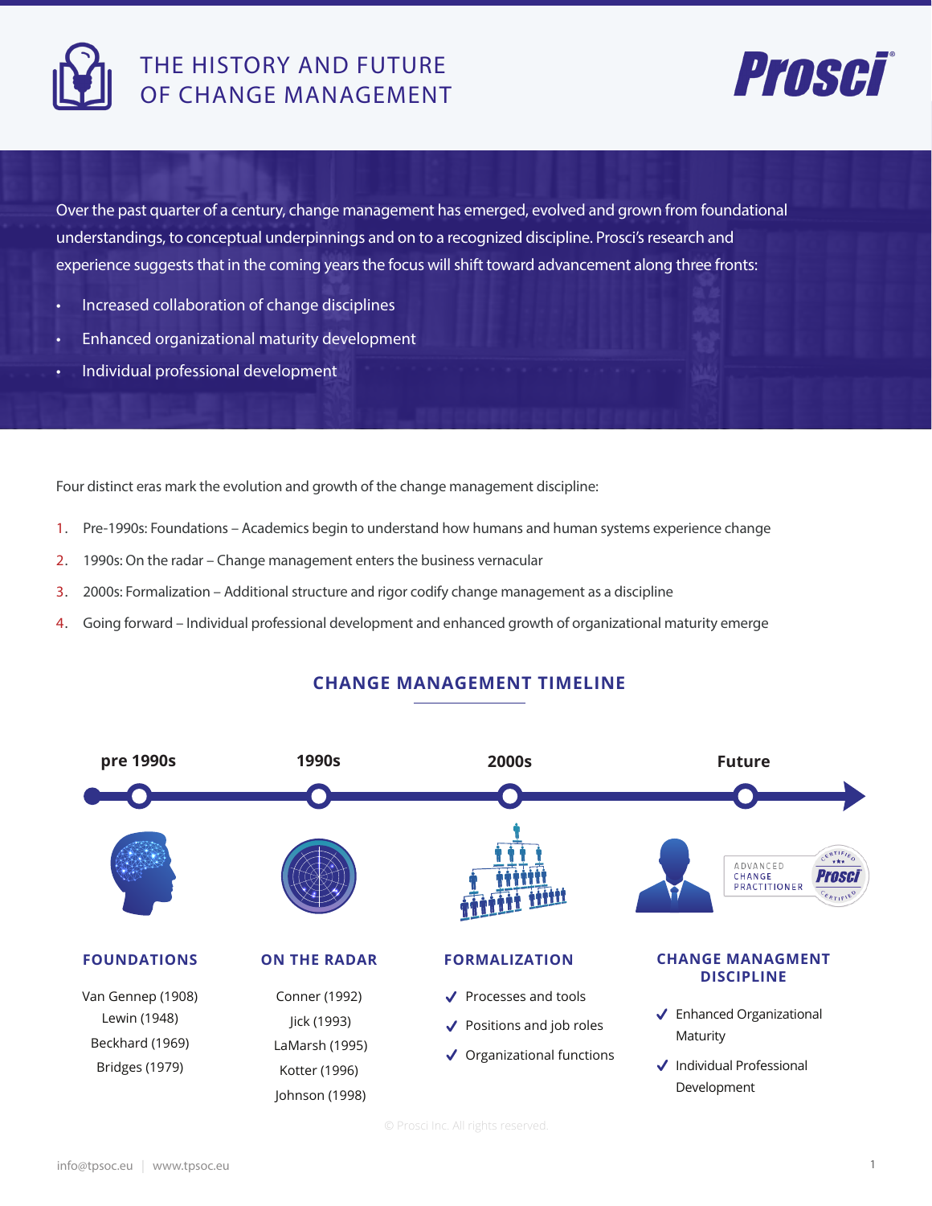# THE HISTORY AND FUTURE OF CHANGE MANAGEMENT

Over the past quarter of a century, change management has emerged, evolved and grown from foundational understandings, to conceptual underpinnings and on to a recognized discipline. Prosci's research and experience suggests that in the coming years the focus will shift toward advancement along three fronts:

- Increased collaboration of change disciplines
- Enhanced organizational maturity development
- Individual professional development

Four distinct eras mark the evolution and growth of the change management discipline:

1. Pre-1990s: Foundations – Academics begin to understand how humans and human systems experience change
2. 1990s: On the radar – Change management enters the business vernacular
3. 2000s: Formalization – Additional structure and rigor codify change management as a discipline
4. Going forward – Individual professional development and enhanced growth of organizational maturity emerge

## CHANGE MANAGEMENT TIMELINE

### pre 1990s — FOUNDATIONS

Van Gennep (1908)
Lewin (1948)
Beckhard (1969)
Bridges (1979)

### 1990s — ON THE RADAR

Conner (1992)
Jick (1993)
LaMarsh (1995)
Kotter (1996)
Johnson (1998)

### 2000s — FORMALIZATION

- ✔ Processes and tools
- ✔ Positions and job roles
- ✔ Organizational functions

### Future — CHANGE MANAGMENT DISCIPLINE

ADVANCED CHANGE PRACTITIONER — Prosci Certified

- ✔ Enhanced Organizational Maturity
- ✔ Individual Professional Development

© Prosci Inc. All rights reserved.

info@tpsoc.eu | www.tpsoc.eu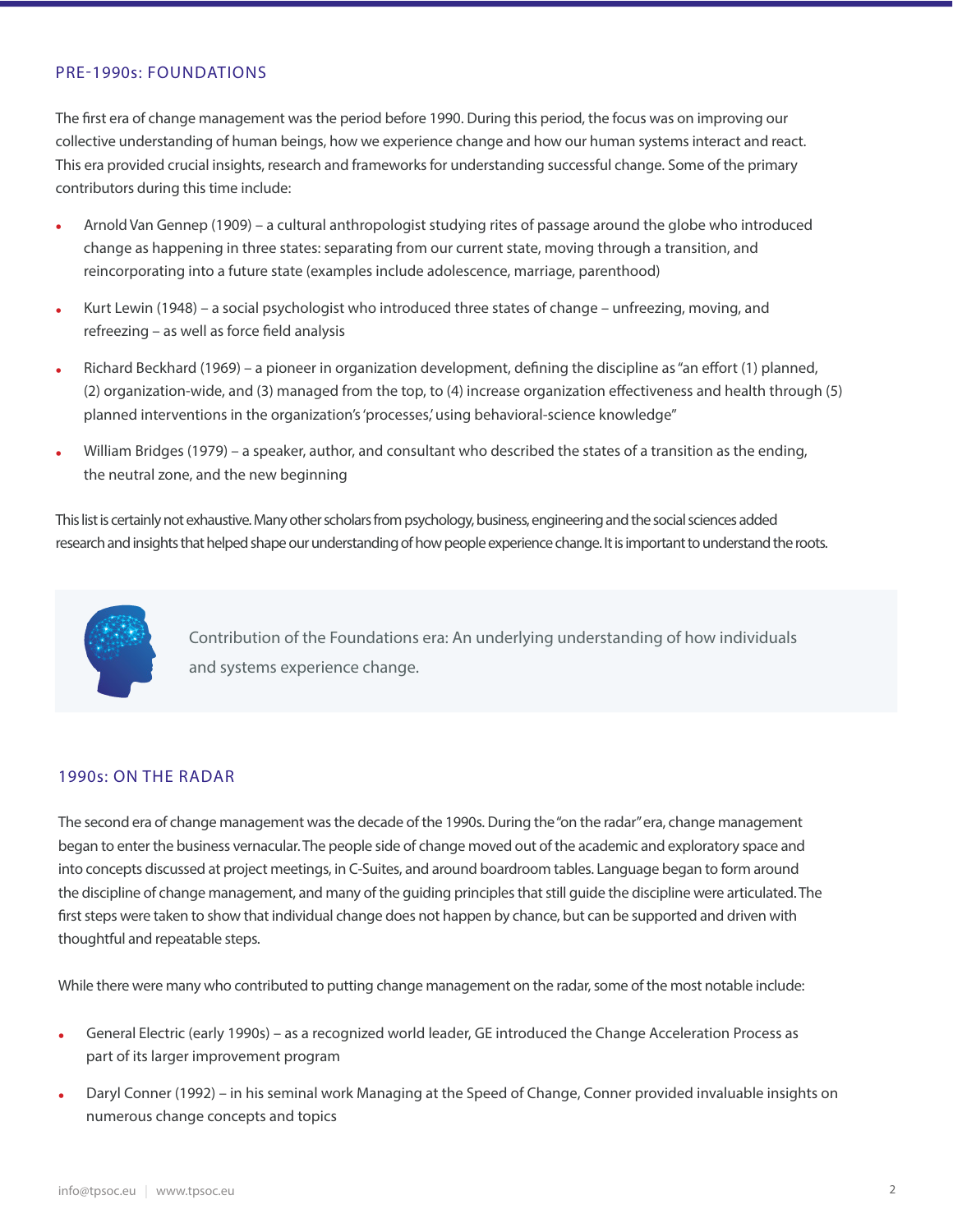## PRE-1990s: FOUNDATIONS

The first era of change management was the period before 1990. During this period, the focus was on improving our collective understanding of human beings, how we experience change and how our human systems interact and react. This era provided crucial insights, research and frameworks for understanding successful change. Some of the primary contributors during this time include:

- Arnold Van Gennep (1909) – a cultural anthropologist studying rites of passage around the globe who introduced change as happening in three states: separating from our current state, moving through a transition, and reincorporating into a future state (examples include adolescence, marriage, parenthood)
- Kurt Lewin (1948) – a social psychologist who introduced three states of change – unfreezing, moving, and refreezing – as well as force field analysis
- Richard Beckhard (1969) – a pioneer in organization development, defining the discipline as "an effort (1) planned, (2) organization-wide, and (3) managed from the top, to (4) increase organization effectiveness and health through (5) planned interventions in the organization's 'processes,' using behavioral-science knowledge"
- William Bridges (1979) – a speaker, author, and consultant who described the states of a transition as the ending, the neutral zone, and the new beginning

This list is certainly not exhaustive. Many other scholars from psychology, business, engineering and the social sciences added research and insights that helped shape our understanding of how people experience change. It is important to understand the roots.

Contribution of the Foundations era: An underlying understanding of how individuals and systems experience change.

## 1990s: ON THE RADAR

The second era of change management was the decade of the 1990s. During the "on the radar" era, change management began to enter the business vernacular. The people side of change moved out of the academic and exploratory space and into concepts discussed at project meetings, in C-Suites, and around boardroom tables. Language began to form around the discipline of change management, and many of the guiding principles that still guide the discipline were articulated. The first steps were taken to show that individual change does not happen by chance, but can be supported and driven with thoughtful and repeatable steps.

While there were many who contributed to putting change management on the radar, some of the most notable include:

- General Electric (early 1990s) – as a recognized world leader, GE introduced the Change Acceleration Process as part of its larger improvement program
- Daryl Conner (1992) – in his seminal work Managing at the Speed of Change, Conner provided invaluable insights on numerous change concepts and topics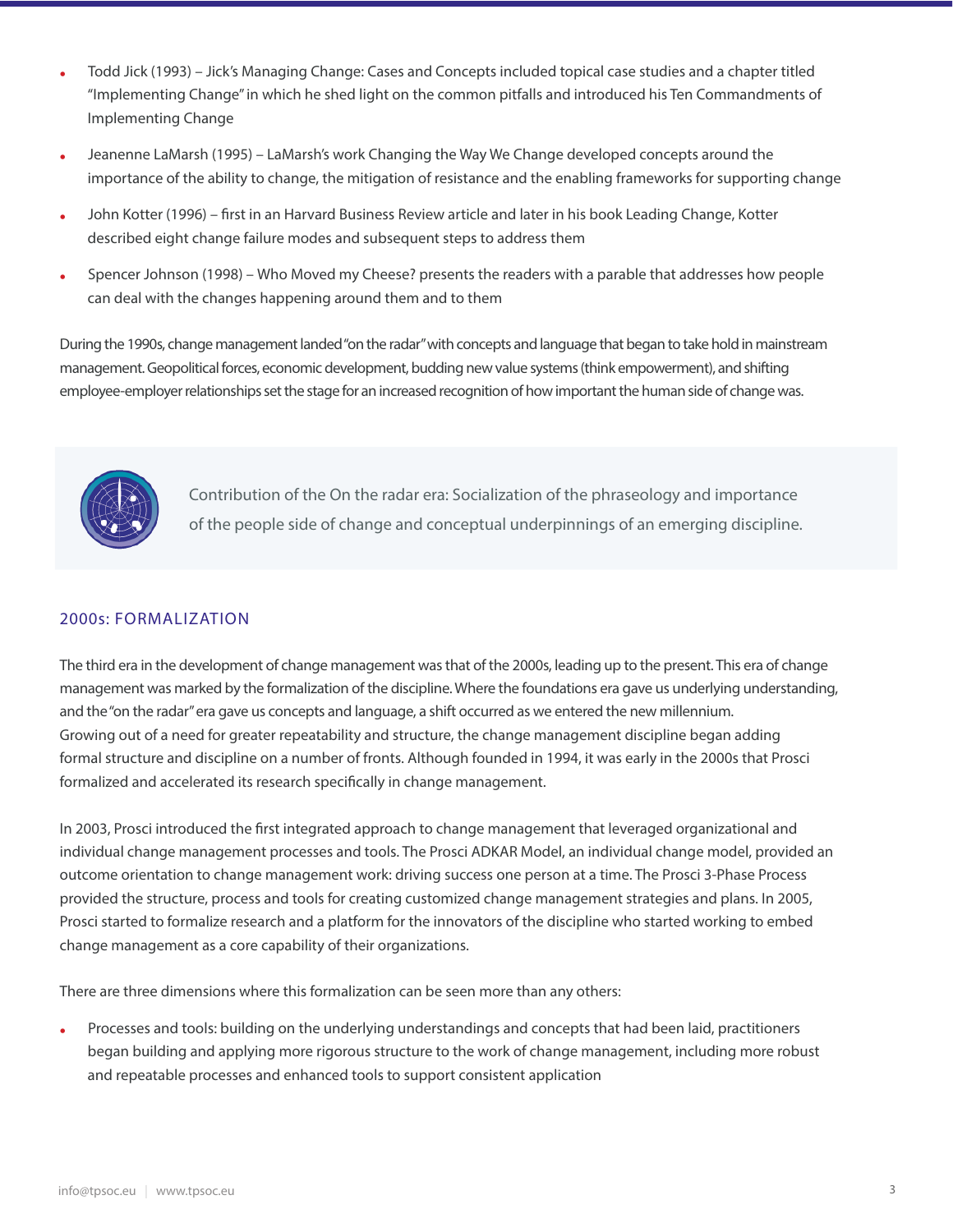- Todd Jick (1993) – Jick's Managing Change: Cases and Concepts included topical case studies and a chapter titled "Implementing Change" in which he shed light on the common pitfalls and introduced his Ten Commandments of Implementing Change
- Jeanenne LaMarsh (1995) – LaMarsh's work Changing the Way We Change developed concepts around the importance of the ability to change, the mitigation of resistance and the enabling frameworks for supporting change
- John Kotter (1996) – first in an Harvard Business Review article and later in his book Leading Change, Kotter described eight change failure modes and subsequent steps to address them
- Spencer Johnson (1998) – Who Moved my Cheese? presents the readers with a parable that addresses how people can deal with the changes happening around them and to them

During the 1990s, change management landed "on the radar" with concepts and language that began to take hold in mainstream management. Geopolitical forces, economic development, budding new value systems (think empowerment), and shifting employee-employer relationships set the stage for an increased recognition of how important the human side of change was.

Contribution of the On the radar era: Socialization of the phraseology and importance of the people side of change and conceptual underpinnings of an emerging discipline.

## 2000s: FORMALIZATION

The third era in the development of change management was that of the 2000s, leading up to the present. This era of change management was marked by the formalization of the discipline. Where the foundations era gave us underlying understanding, and the "on the radar" era gave us concepts and language, a shift occurred as we entered the new millennium. Growing out of a need for greater repeatability and structure, the change management discipline began adding formal structure and discipline on a number of fronts. Although founded in 1994, it was early in the 2000s that Prosci formalized and accelerated its research specifically in change management.

In 2003, Prosci introduced the first integrated approach to change management that leveraged organizational and individual change management processes and tools. The Prosci ADKAR Model, an individual change model, provided an outcome orientation to change management work: driving success one person at a time. The Prosci 3-Phase Process provided the structure, process and tools for creating customized change management strategies and plans. In 2005, Prosci started to formalize research and a platform for the innovators of the discipline who started working to embed change management as a core capability of their organizations.

There are three dimensions where this formalization can be seen more than any others:

- Processes and tools: building on the underlying understandings and concepts that had been laid, practitioners began building and applying more rigorous structure to the work of change management, including more robust and repeatable processes and enhanced tools to support consistent application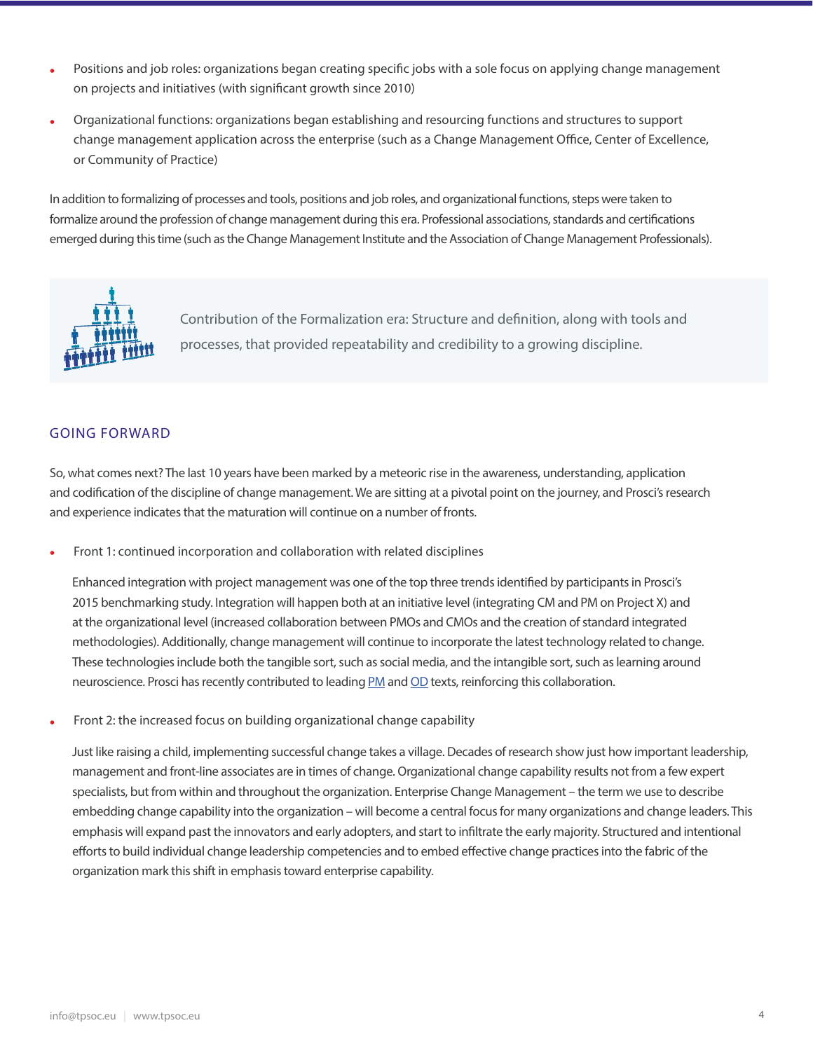- Positions and job roles: organizations began creating specific jobs with a sole focus on applying change management on projects and initiatives (with significant growth since 2010)
- Organizational functions: organizations began establishing and resourcing functions and structures to support change management application across the enterprise (such as a Change Management Office, Center of Excellence, or Community of Practice)

In addition to formalizing of processes and tools, positions and job roles, and organizational functions, steps were taken to formalize around the profession of change management during this era. Professional associations, standards and certifications emerged during this time (such as the Change Management Institute and the Association of Change Management Professionals).

Contribution of the Formalization era: Structure and definition, along with tools and processes, that provided repeatability and credibility to a growing discipline.

## GOING FORWARD

So, what comes next? The last 10 years have been marked by a meteoric rise in the awareness, understanding, application and codification of the discipline of change management. We are sitting at a pivotal point on the journey, and Prosci's research and experience indicates that the maturation will continue on a number of fronts.

- Front 1: continued incorporation and collaboration with related disciplines

  Enhanced integration with project management was one of the top three trends identified by participants in Prosci's 2015 benchmarking study. Integration will happen both at an initiative level (integrating CM and PM on Project X) and at the organizational level (increased collaboration between PMOs and CMOs and the creation of standard integrated methodologies). Additionally, change management will continue to incorporate the latest technology related to change. These technologies include both the tangible sort, such as social media, and the intangible sort, such as learning around neuroscience. Prosci has recently contributed to leading PM and OD texts, reinforcing this collaboration.

- Front 2: the increased focus on building organizational change capability

  Just like raising a child, implementing successful change takes a village. Decades of research show just how important leadership, management and front-line associates are in times of change. Organizational change capability results not from a few expert specialists, but from within and throughout the organization. Enterprise Change Management – the term we use to describe embedding change capability into the organization – will become a central focus for many organizations and change leaders. This emphasis will expand past the innovators and early adopters, and start to infiltrate the early majority. Structured and intentional efforts to build individual change leadership competencies and to embed effective change practices into the fabric of the organization mark this shift in emphasis toward enterprise capability.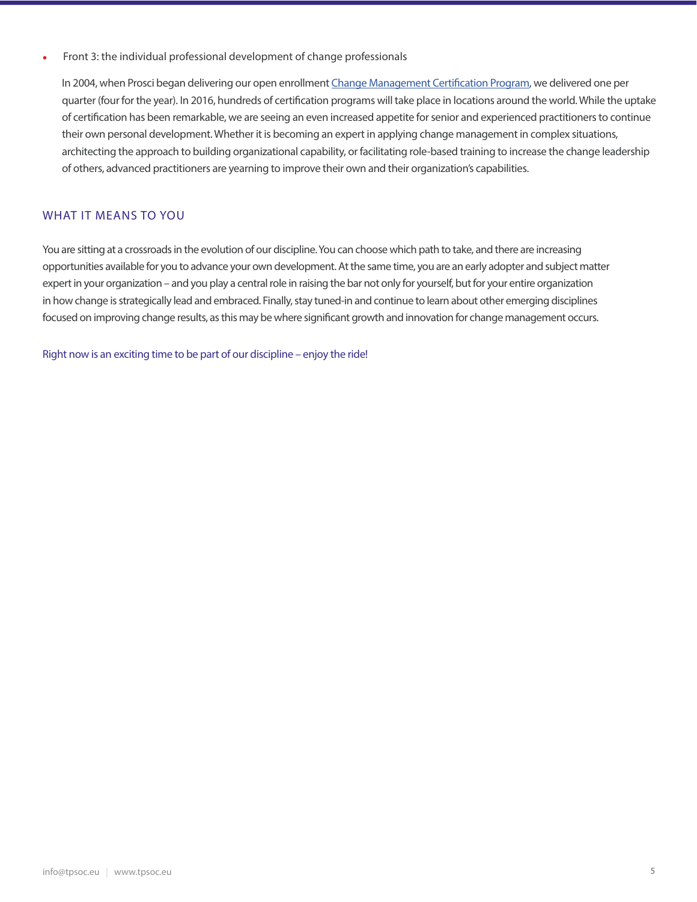- Front 3: the individual professional development of change professionals

  In 2004, when Prosci began delivering our open enrollment Change Management Certification Program, we delivered one per quarter (four for the year). In 2016, hundreds of certification programs will take place in locations around the world. While the uptake of certification has been remarkable, we are seeing an even increased appetite for senior and experienced practitioners to continue their own personal development. Whether it is becoming an expert in applying change management in complex situations, architecting the approach to building organizational capability, or facilitating role-based training to increase the change leadership of others, advanced practitioners are yearning to improve their own and their organization's capabilities.

## WHAT IT MEANS TO YOU

You are sitting at a crossroads in the evolution of our discipline. You can choose which path to take, and there are increasing opportunities available for you to advance your own development. At the same time, you are an early adopter and subject matter expert in your organization – and you play a central role in raising the bar not only for yourself, but for your entire organization in how change is strategically lead and embraced. Finally, stay tuned-in and continue to learn about other emerging disciplines focused on improving change results, as this may be where significant growth and innovation for change management occurs.

Right now is an exciting time to be part of our discipline – enjoy the ride!